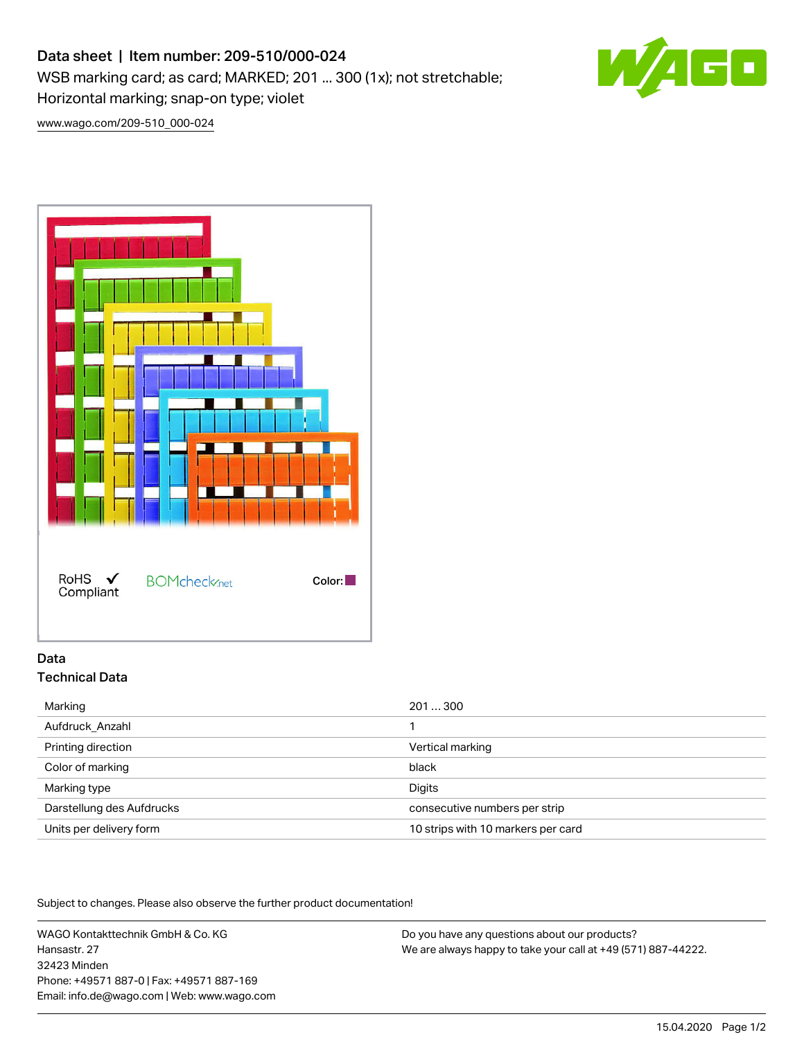# Data sheet | Item number: 209-510/000-024

WSB marking card; as card; MARKED; 201 ... 300 (1x); not stretchable; Horizontal marking; snap-on type; violet

www.wago.com/209-510_000-024

RoHS Compliant

BOMcheck.net

Color:

## Data

### Technical Data

| | |
|---|---|
| Marking | 201 ... 300 |
| Aufdruck_Anzahl | 1 |
| Printing direction | Vertical marking |
| Color of marking | black |
| Marking type | Digits |
| Darstellung des Aufdrucks | consecutive numbers per strip |
| Units per delivery form | 10 strips with 10 markers per card |

Subject to changes. Please also observe the further product documentation!

WAGO Kontakttechnik GmbH & Co. KG
Hansastr. 27
32423 Minden
Phone: +49571 887-0 | Fax: +49571 887-169
Email: info.de@wago.com | Web: www.wago.com

Do you have any questions about our products?
We are always happy to take your call at +49 (571) 887-44222.

15.04.2020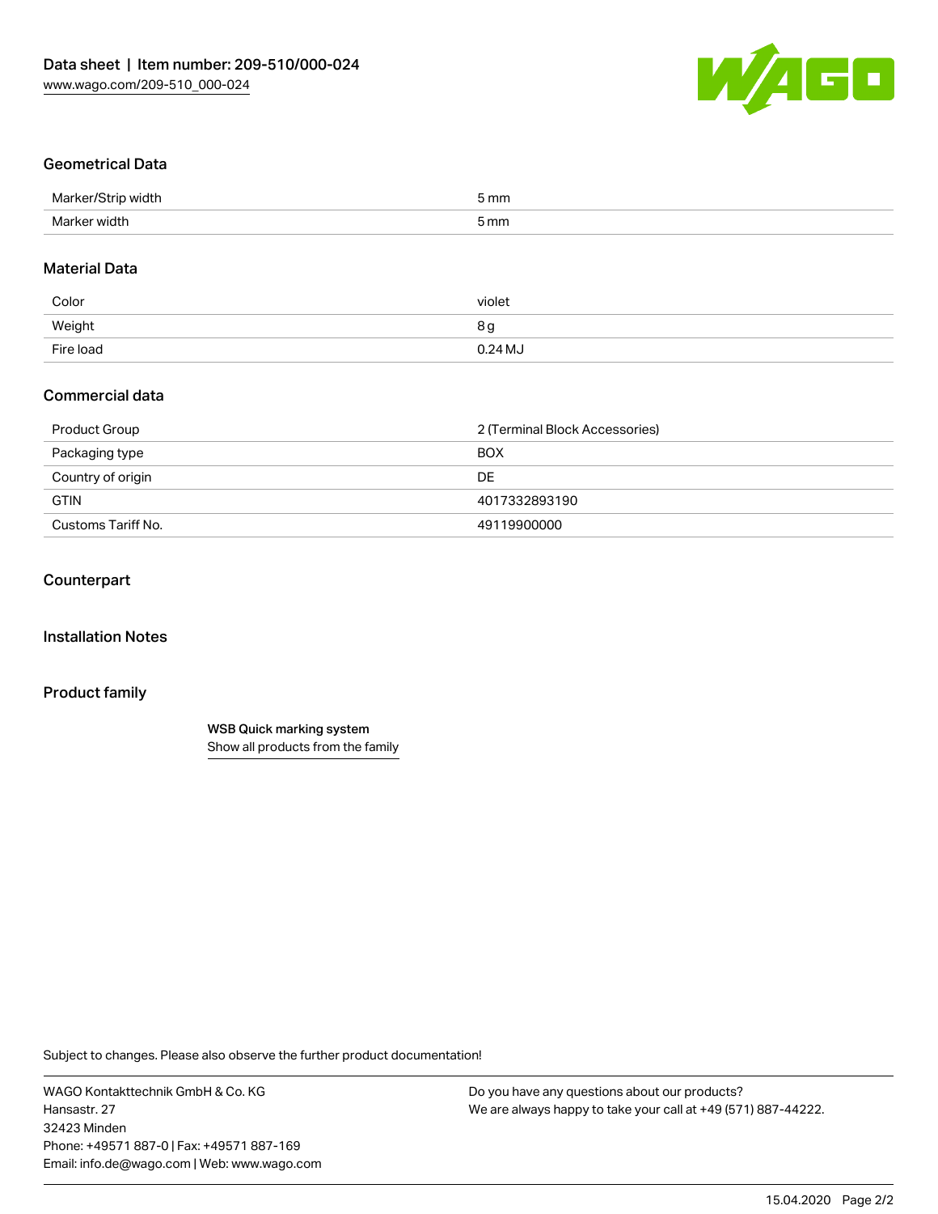## Geometrical Data

| | |
|---|---|
| Marker/Strip width | 5 mm |
| Marker width | 5 mm |

## Material Data

| | |
|---|---|
| Color | violet |
| Weight | 8 g |
| Fire load | 0.24 MJ |

## Commercial data

| | |
|---|---|
| Product Group | 2 (Terminal Block Accessories) |
| Packaging type | BOX |
| Country of origin | DE |
| GTIN | 4017332893190 |
| Customs Tariff No. | 49119900000 |

## Counterpart

## Installation Notes

## Product family

WSB Quick marking system
Show all products from the family

Subject to changes. Please also observe the further product documentation!

WAGO Kontakttechnik GmbH & Co. KG
Hansastr. 27
32423 Minden
Phone: +49571 887-0 | Fax: +49571 887-169
Email: info.de@wago.com | Web: www.wago.com

Do you have any questions about our products?
We are always happy to take your call at +49 (571) 887-44222.

15.04.2020